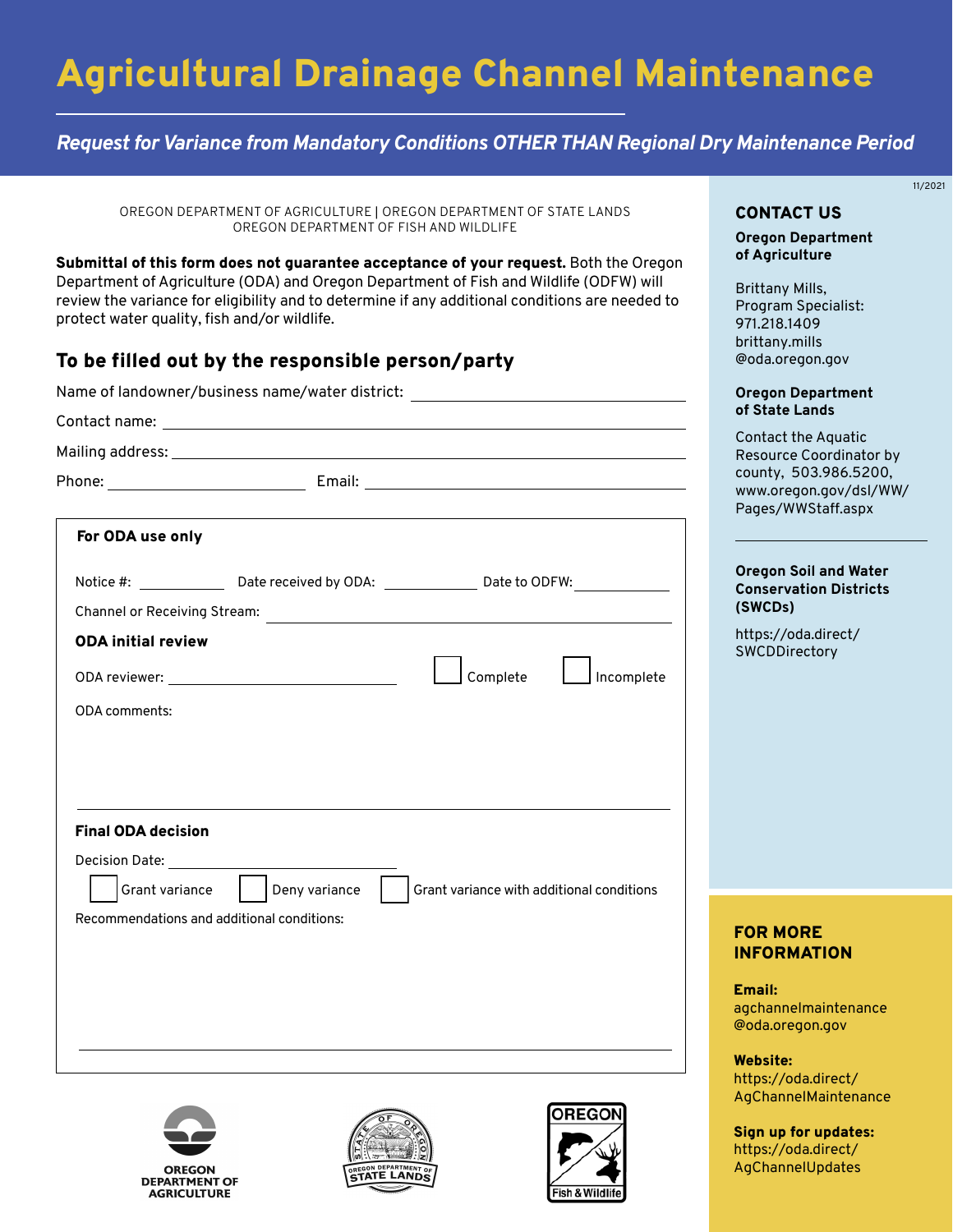# Agricultural Drainage Channel Maintenance

***Request for Variance from Mandatory Conditions OTHER THAN Regional Dry Maintenance Period***

11/2021

OREGON DEPARTMENT OF AGRICULTURE | OREGON DEPARTMENT OF STATE LANDS
OREGON DEPARTMENT OF FISH AND WILDLIFE

**Submittal of this form does not guarantee acceptance of your request.** Both the Oregon Department of Agriculture (ODA) and Oregon Department of Fish and Wildlife (ODFW) will review the variance for eligibility and to determine if any additional conditions are needed to protect water quality, fish and/or wildlife.

## To be filled out by the responsible person/party

Name of landowner/business name/water district: ______________________

Contact name: ______________________

Mailing address: ______________________

Phone: ______________ Email: ______________________

### For ODA use only

Notice #: __________ Date received by ODA: __________ Date to ODFW: __________

Channel or Receiving Stream: ______________________

**ODA initial review**

ODA reviewer: ______________________ ☐ Complete ☐ Incomplete

ODA comments:

______________________

**Final ODA decision**

Decision Date: ______________________

☐ Grant variance ☐ Deny variance ☐ Grant variance with additional conditions

Recommendations and additional conditions:

______________________

OREGON DEPARTMENT OF AGRICULTURE

OREGON DEPARTMENT OF STATE LANDS

OREGON Fish & Wildlife

## CONTACT US

**Oregon Department of Agriculture**

Brittany Mills, Program Specialist: 971.218.1409 brittany.mills@oda.oregon.gov

**Oregon Department of State Lands**

Contact the Aquatic Resource Coordinator by county, 503.986.5200, www.oregon.gov/dsl/WW/Pages/WWStaff.aspx

**Oregon Soil and Water Conservation Districts (SWCDs)**

https://oda.direct/SWCDDirectory

## FOR MORE INFORMATION

**Email:**
agchannelmaintenance@oda.oregon.gov

**Website:**
https://oda.direct/AgChannelMaintenance

**Sign up for updates:**
https://oda.direct/AgChannelUpdates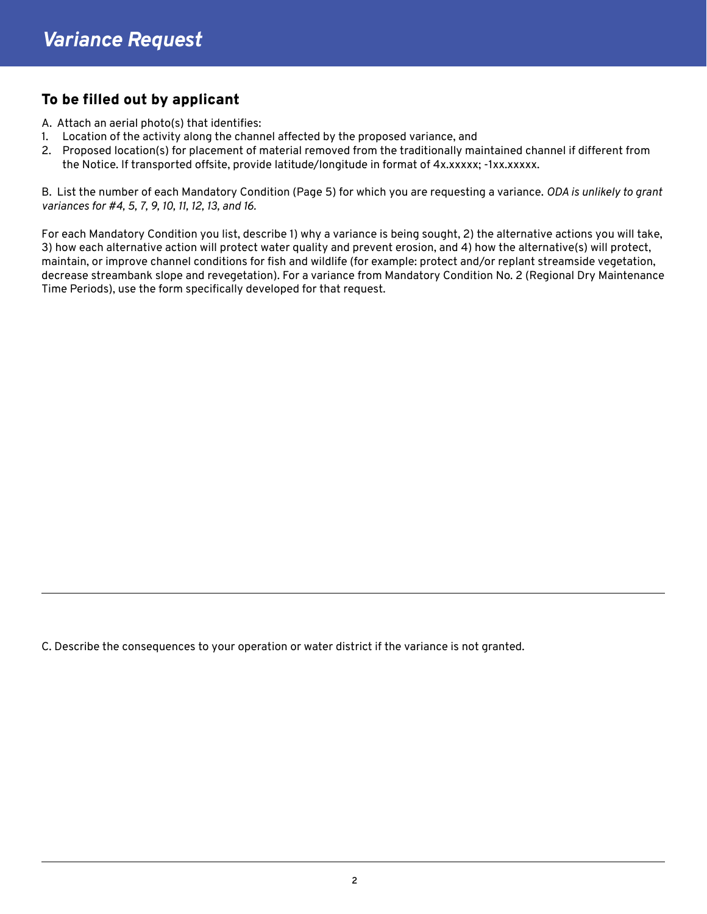# *Variance Request*

## To be filled out by applicant

A. Attach an aerial photo(s) that identifies:

1. Location of the activity along the channel affected by the proposed variance, and
2. Proposed location(s) for placement of material removed from the traditionally maintained channel if different from the Notice. If transported offsite, provide latitude/longitude in format of 4x.xxxxx; -1xx.xxxxx.

B. List the number of each Mandatory Condition (Page 5) for which you are requesting a variance. *ODA is unlikely to grant variances for #4, 5, 7, 9, 10, 11, 12, 13, and 16.*

For each Mandatory Condition you list, describe 1) why a variance is being sought, 2) the alternative actions you will take, 3) how each alternative action will protect water quality and prevent erosion, and 4) how the alternative(s) will protect, maintain, or improve channel conditions for fish and wildlife (for example: protect and/or replant streamside vegetation, decrease streambank slope and revegetation). For a variance from Mandatory Condition No. 2 (Regional Dry Maintenance Time Periods), use the form specifically developed for that request.

---

C. Describe the consequences to your operation or water district if the variance is not granted.

---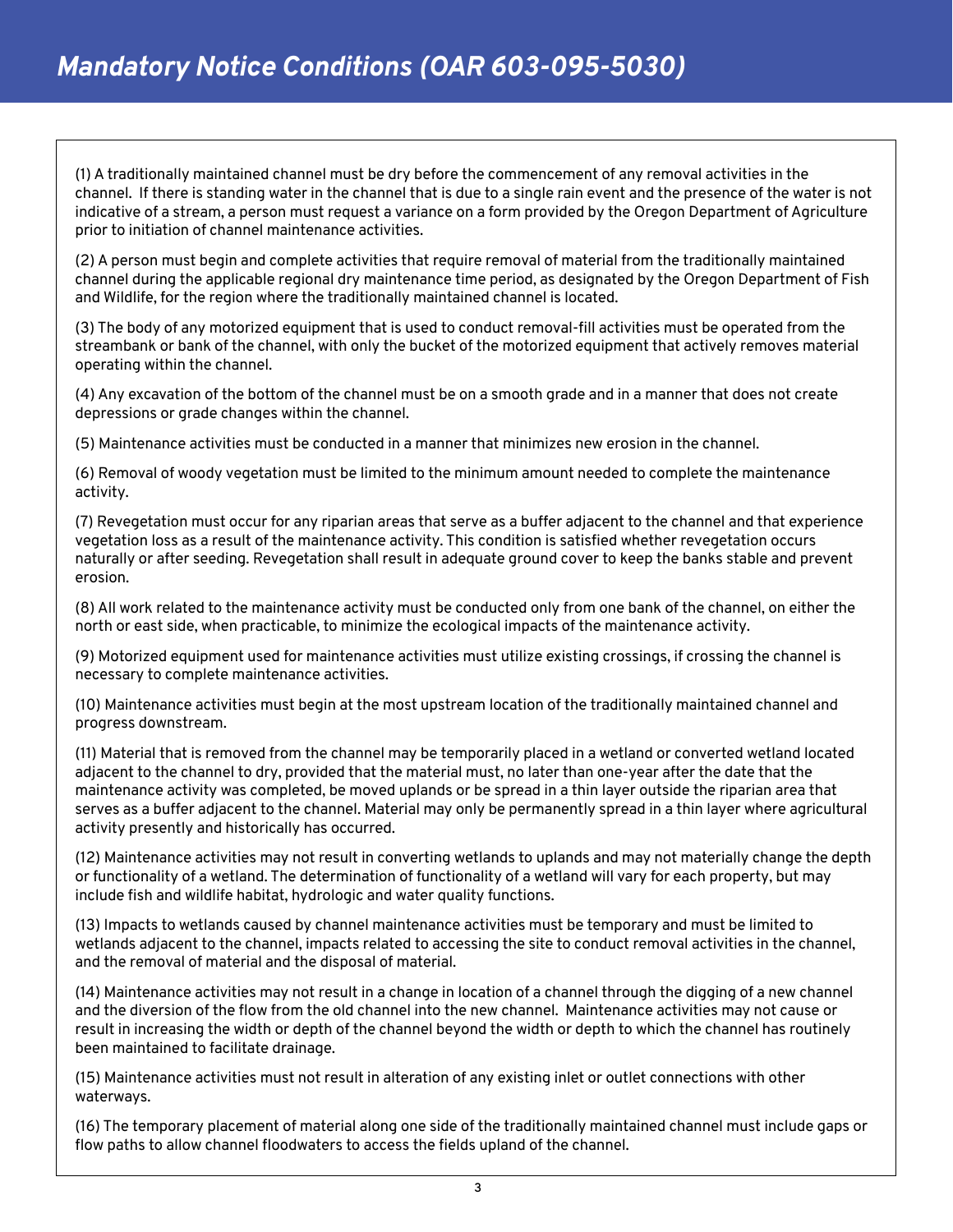# *Mandatory Notice Conditions (OAR 603-095-5030)*

(1) A traditionally maintained channel must be dry before the commencement of any removal activities in the channel. If there is standing water in the channel that is due to a single rain event and the presence of the water is not indicative of a stream, a person must request a variance on a form provided by the Oregon Department of Agriculture prior to initiation of channel maintenance activities.

(2) A person must begin and complete activities that require removal of material from the traditionally maintained channel during the applicable regional dry maintenance time period, as designated by the Oregon Department of Fish and Wildlife, for the region where the traditionally maintained channel is located.

(3) The body of any motorized equipment that is used to conduct removal-fill activities must be operated from the streambank or bank of the channel, with only the bucket of the motorized equipment that actively removes material operating within the channel.

(4) Any excavation of the bottom of the channel must be on a smooth grade and in a manner that does not create depressions or grade changes within the channel.

(5) Maintenance activities must be conducted in a manner that minimizes new erosion in the channel.

(6) Removal of woody vegetation must be limited to the minimum amount needed to complete the maintenance activity.

(7) Revegetation must occur for any riparian areas that serve as a buffer adjacent to the channel and that experience vegetation loss as a result of the maintenance activity. This condition is satisfied whether revegetation occurs naturally or after seeding. Revegetation shall result in adequate ground cover to keep the banks stable and prevent erosion.

(8) All work related to the maintenance activity must be conducted only from one bank of the channel, on either the north or east side, when practicable, to minimize the ecological impacts of the maintenance activity.

(9) Motorized equipment used for maintenance activities must utilize existing crossings, if crossing the channel is necessary to complete maintenance activities.

(10) Maintenance activities must begin at the most upstream location of the traditionally maintained channel and progress downstream.

(11) Material that is removed from the channel may be temporarily placed in a wetland or converted wetland located adjacent to the channel to dry, provided that the material must, no later than one-year after the date that the maintenance activity was completed, be moved uplands or be spread in a thin layer outside the riparian area that serves as a buffer adjacent to the channel. Material may only be permanently spread in a thin layer where agricultural activity presently and historically has occurred.

(12) Maintenance activities may not result in converting wetlands to uplands and may not materially change the depth or functionality of a wetland. The determination of functionality of a wetland will vary for each property, but may include fish and wildlife habitat, hydrologic and water quality functions.

(13) Impacts to wetlands caused by channel maintenance activities must be temporary and must be limited to wetlands adjacent to the channel, impacts related to accessing the site to conduct removal activities in the channel, and the removal of material and the disposal of material.

(14) Maintenance activities may not result in a change in location of a channel through the digging of a new channel and the diversion of the flow from the old channel into the new channel. Maintenance activities may not cause or result in increasing the width or depth of the channel beyond the width or depth to which the channel has routinely been maintained to facilitate drainage.

(15) Maintenance activities must not result in alteration of any existing inlet or outlet connections with other waterways.

(16) The temporary placement of material along one side of the traditionally maintained channel must include gaps or flow paths to allow channel floodwaters to access the fields upland of the channel.